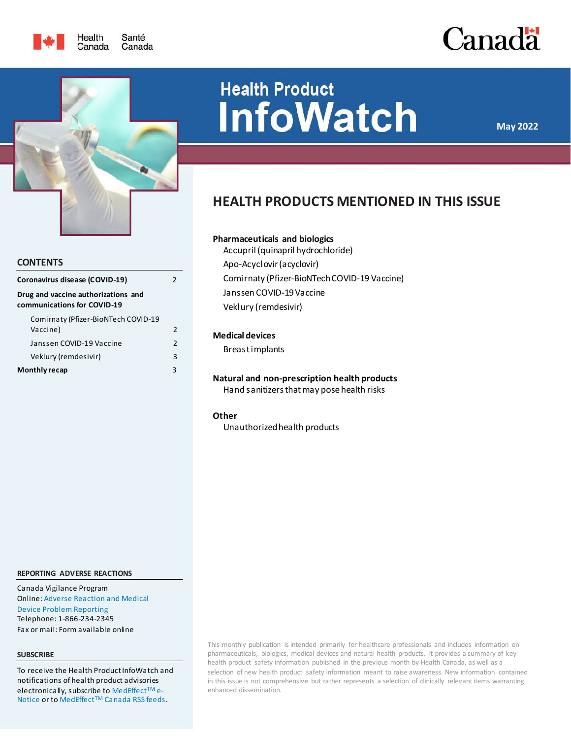Health Canada Santé Canada

Canada

# Health Product InfoWatch

May 2022

## CONTENTS

| | |
|---|---|
| **Coronavirus disease (COVID-19)** | 2 |
| **Drug and vaccine authorizations and communications for COVID-19** | |
| Comirnaty (Pfizer-BioNTech COVID-19 Vaccine) | 2 |
| Janssen COVID-19 Vaccine | 2 |
| Veklury (remdesivir) | 3 |
| **Monthly recap** | 3 |

## HEALTH PRODUCTS MENTIONED IN THIS ISSUE

**Pharmaceuticals and biologics**

- Accupril (quinapril hydrochloride)
- Apo-Acyclovir (acyclovir)
- Comirnaty (Pfizer-BioNTech COVID-19 Vaccine)
- Janssen COVID-19 Vaccine
- Veklury (remdesivir)

**Medical devices**

- Breast implants

**Natural and non-prescription health products**

- Hand sanitizers that may pose health risks

**Other**

- Unauthorized health products

### REPORTING ADVERSE REACTIONS

Canada Vigilance Program
Online: Adverse Reaction and Medical Device Problem Reporting
Telephone: 1-866-234-2345
Fax or mail: Form available online

### SUBSCRIBE

To receive the Health Product InfoWatch and notifications of health product advisories electronically, subscribe to MedEffect™ e-Notice or to MedEffect™ Canada RSS feeds.

This monthly publication is intended primarily for healthcare professionals and includes information on pharmaceuticals, biologics, medical devices and natural health products. It provides a summary of key health product safety information published in the previous month by Health Canada, as well as a selection of new health product safety information meant to raise awareness. New information contained in this issue is not comprehensive but rather represents a selection of clinically relevant items warranting enhanced dissemination.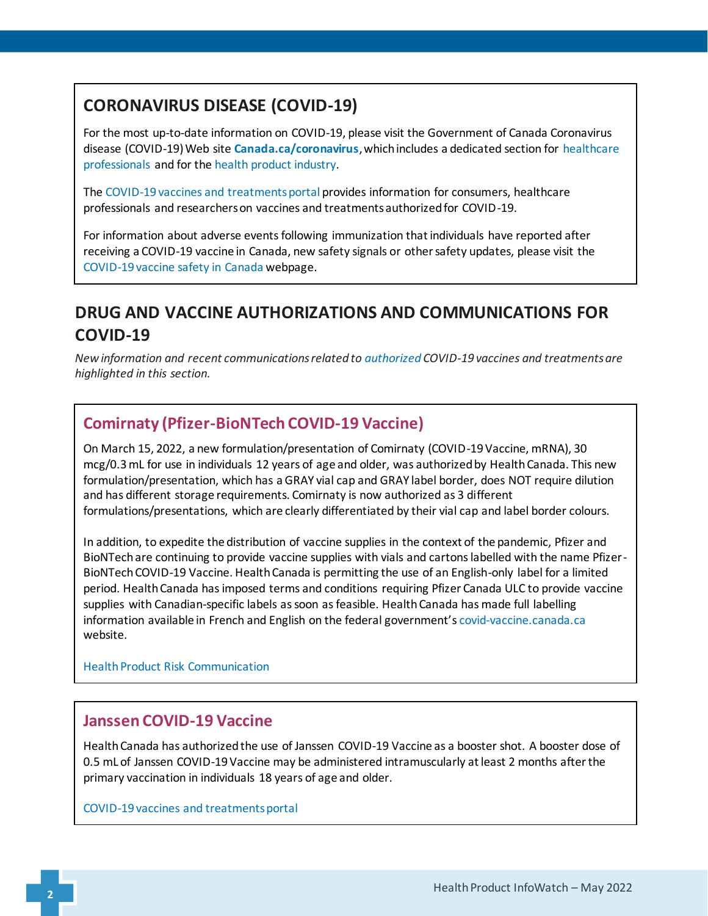## CORONAVIRUS DISEASE (COVID-19)

For the most up-to-date information on COVID-19, please visit the Government of Canada Coronavirus disease (COVID-19) Web site **Canada.ca/coronavirus**, which includes a dedicated section for healthcare professionals and for the health product industry.

The COVID-19 vaccines and treatments portal provides information for consumers, healthcare professionals and researchers on vaccines and treatments authorized for COVID-19.

For information about adverse events following immunization that individuals have reported after receiving a COVID-19 vaccine in Canada, new safety signals or other safety updates, please visit the COVID-19 vaccine safety in Canada webpage.

## DRUG AND VACCINE AUTHORIZATIONS AND COMMUNICATIONS FOR COVID-19

*New information and recent communications related to authorized COVID-19 vaccines and treatments are highlighted in this section.*

### Comirnaty (Pfizer-BioNTech COVID-19 Vaccine)

On March 15, 2022, a new formulation/presentation of Comirnaty (COVID-19 Vaccine, mRNA), 30 mcg/0.3 mL for use in individuals 12 years of age and older, was authorized by Health Canada. This new formulation/presentation, which has a GRAY vial cap and GRAY label border, does NOT require dilution and has different storage requirements. Comirnaty is now authorized as 3 different formulations/presentations, which are clearly differentiated by their vial cap and label border colours.

In addition, to expedite the distribution of vaccine supplies in the context of the pandemic, Pfizer and BioNTech are continuing to provide vaccine supplies with vials and cartons labelled with the name Pfizer-BioNTech COVID-19 Vaccine. Health Canada is permitting the use of an English-only label for a limited period. Health Canada has imposed terms and conditions requiring Pfizer Canada ULC to provide vaccine supplies with Canadian-specific labels as soon as feasible. Health Canada has made full labelling information available in French and English on the federal government's covid-vaccine.canada.ca website.

Health Product Risk Communication

### Janssen COVID-19 Vaccine

Health Canada has authorized the use of Janssen COVID-19 Vaccine as a booster shot. A booster dose of 0.5 mL of Janssen COVID-19 Vaccine may be administered intramuscularly at least 2 months after the primary vaccination in individuals 18 years of age and older.

COVID-19 vaccines and treatments portal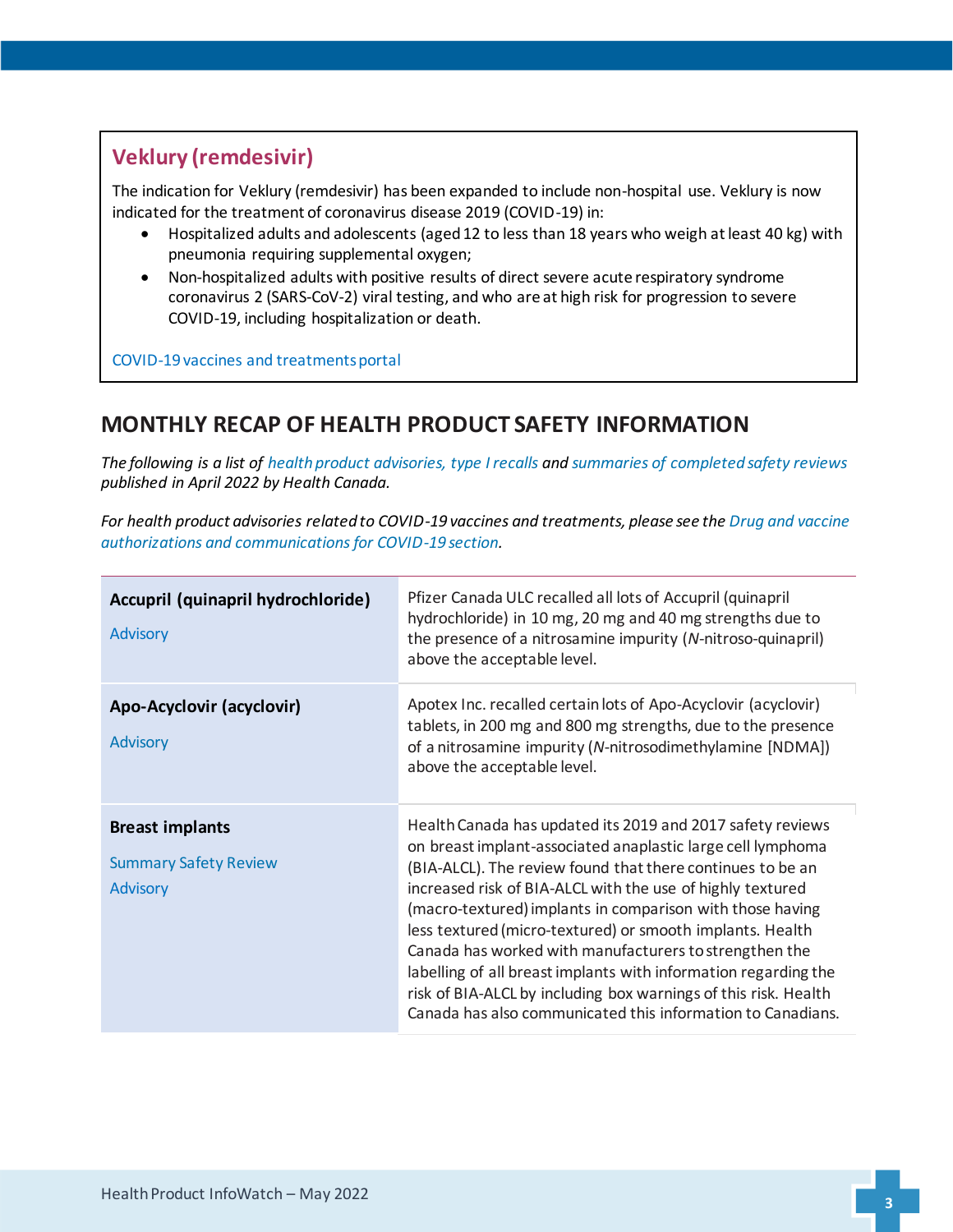### Veklury (remdesivir)

The indication for Veklury (remdesivir) has been expanded to include non-hospital use. Veklury is now indicated for the treatment of coronavirus disease 2019 (COVID-19) in:

- Hospitalized adults and adolescents (aged 12 to less than 18 years who weigh at least 40 kg) with pneumonia requiring supplemental oxygen;
- Non-hospitalized adults with positive results of direct severe acute respiratory syndrome coronavirus 2 (SARS-CoV-2) viral testing, and who are at high risk for progression to severe COVID-19, including hospitalization or death.

COVID-19 vaccines and treatments portal

## MONTHLY RECAP OF HEALTH PRODUCT SAFETY INFORMATION

*The following is a list of health product advisories, type I recalls and summaries of completed safety reviews published in April 2022 by Health Canada.*

*For health product advisories related to COVID-19 vaccines and treatments, please see the Drug and vaccine authorizations and communications for COVID-19 section.*

| | |
|---|---|
| **Accupril (quinapril hydrochloride)**<br>Advisory | Pfizer Canada ULC recalled all lots of Accupril (quinapril hydrochloride) in 10 mg, 20 mg and 40 mg strengths due to the presence of a nitrosamine impurity (*N*-nitroso-quinapril) above the acceptable level. |
| **Apo-Acyclovir (acyclovir)**<br>Advisory | Apotex Inc. recalled certain lots of Apo-Acyclovir (acyclovir) tablets, in 200 mg and 800 mg strengths, due to the presence of a nitrosamine impurity (*N*-nitrosodimethylamine [NDMA]) above the acceptable level. |
| **Breast implants**<br>Summary Safety Review<br>Advisory | Health Canada has updated its 2019 and 2017 safety reviews on breast implant-associated anaplastic large cell lymphoma (BIA-ALCL). The review found that there continues to be an increased risk of BIA-ALCL with the use of highly textured (macro-textured) implants in comparison with those having less textured (micro-textured) or smooth implants. Health Canada has worked with manufacturers to strengthen the labelling of all breast implants with information regarding the risk of BIA-ALCL by including box warnings of this risk. Health Canada has also communicated this information to Canadians. |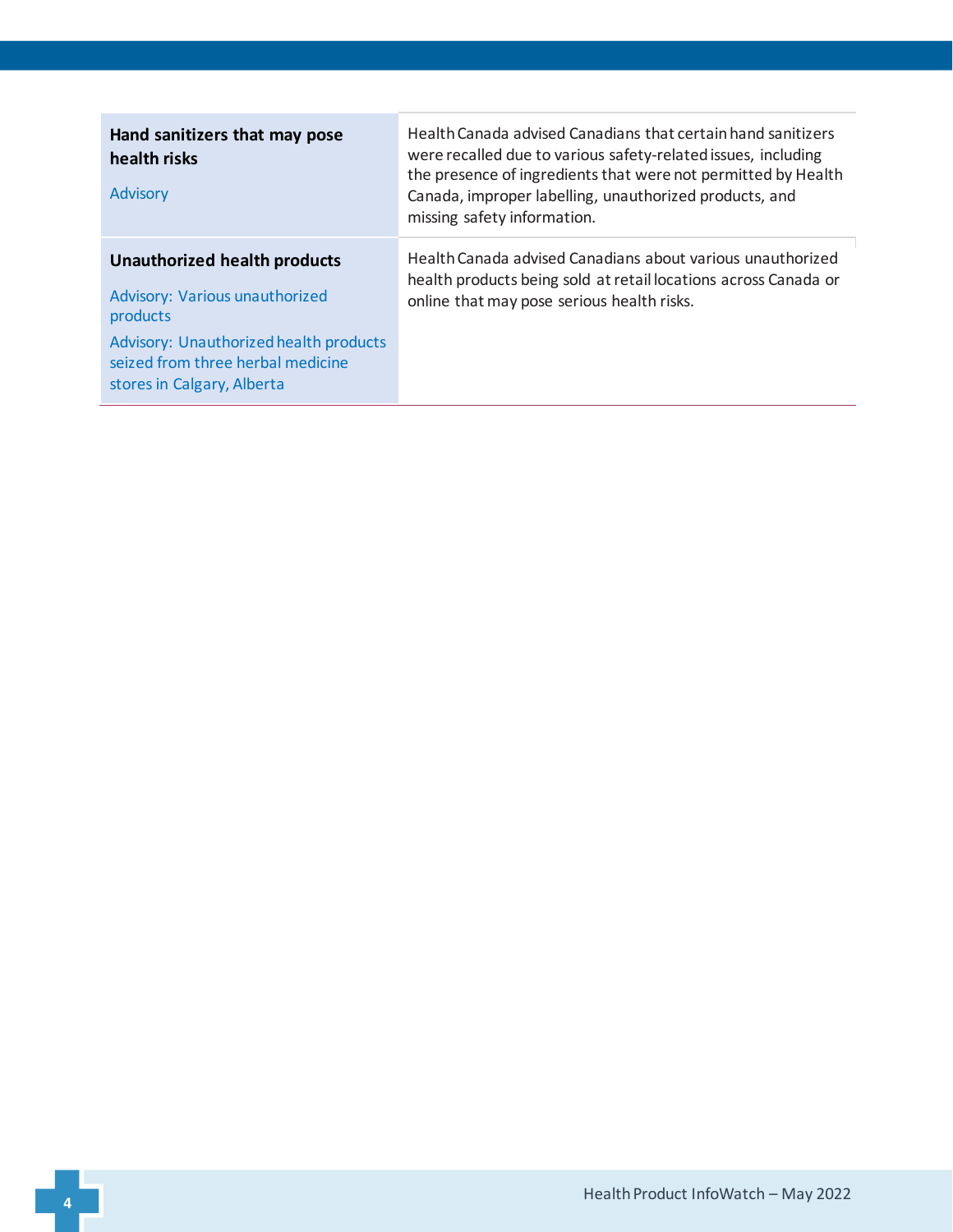| | |
|---|---|
| **Hand sanitizers that may pose health risks**<br><br>Advisory | Health Canada advised Canadians that certain hand sanitizers were recalled due to various safety-related issues, including the presence of ingredients that were not permitted by Health Canada, improper labelling, unauthorized products, and missing safety information. |
| **Unauthorized health products**<br><br>Advisory: Various unauthorized products<br>Advisory: Unauthorized health products seized from three herbal medicine stores in Calgary, Alberta | Health Canada advised Canadians about various unauthorized health products being sold at retail locations across Canada or online that may pose serious health risks. |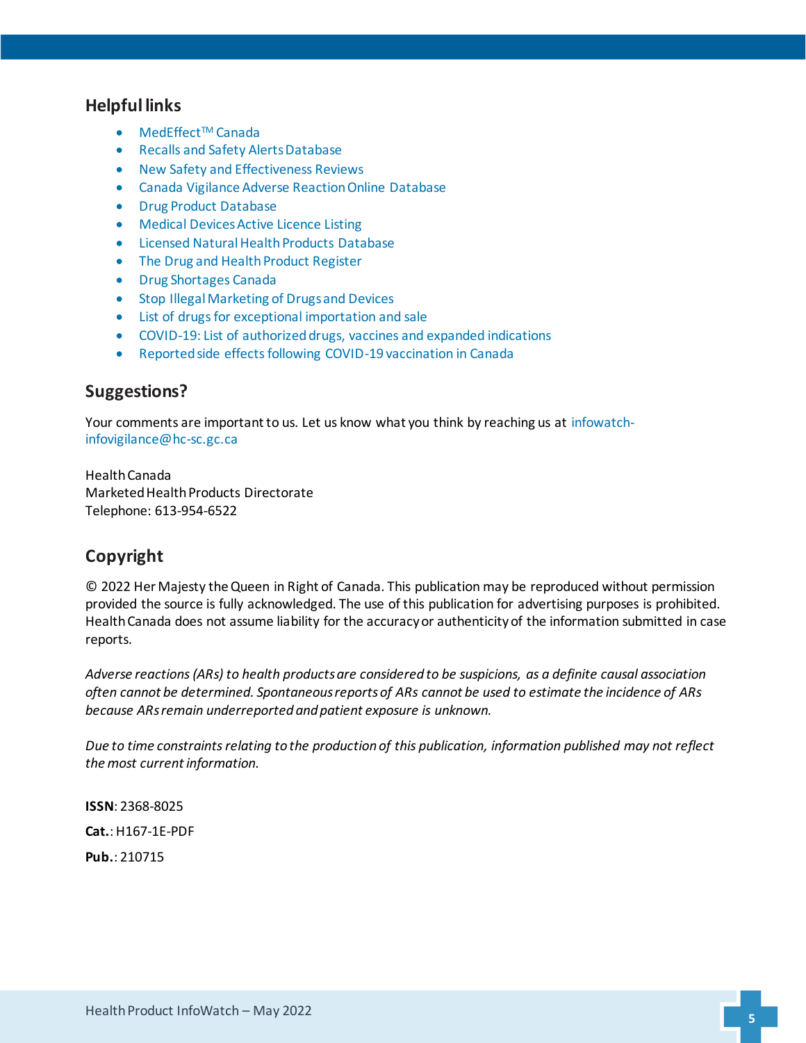## Helpful links

- MedEffect™ Canada
- Recalls and Safety Alerts Database
- New Safety and Effectiveness Reviews
- Canada Vigilance Adverse Reaction Online Database
- Drug Product Database
- Medical Devices Active Licence Listing
- Licensed Natural Health Products Database
- The Drug and Health Product Register
- Drug Shortages Canada
- Stop Illegal Marketing of Drugs and Devices
- List of drugs for exceptional importation and sale
- COVID-19: List of authorized drugs, vaccines and expanded indications
- Reported side effects following COVID-19 vaccination in Canada

## Suggestions?

Your comments are important to us. Let us know what you think by reaching us at infowatch-infovigilance@hc-sc.gc.ca

Health Canada
Marketed Health Products Directorate
Telephone: 613-954-6522

## Copyright

© 2022 Her Majesty the Queen in Right of Canada. This publication may be reproduced without permission provided the source is fully acknowledged. The use of this publication for advertising purposes is prohibited. Health Canada does not assume liability for the accuracy or authenticity of the information submitted in case reports.

*Adverse reactions (ARs) to health products are considered to be suspicions, as a definite causal association often cannot be determined. Spontaneous reports of ARs cannot be used to estimate the incidence of ARs because ARs remain underreported and patient exposure is unknown.*

*Due to time constraints relating to the production of this publication, information published may not reflect the most current information.*

**ISSN**: 2368-8025

**Cat.**: H167-1E-PDF

**Pub.**: 210715